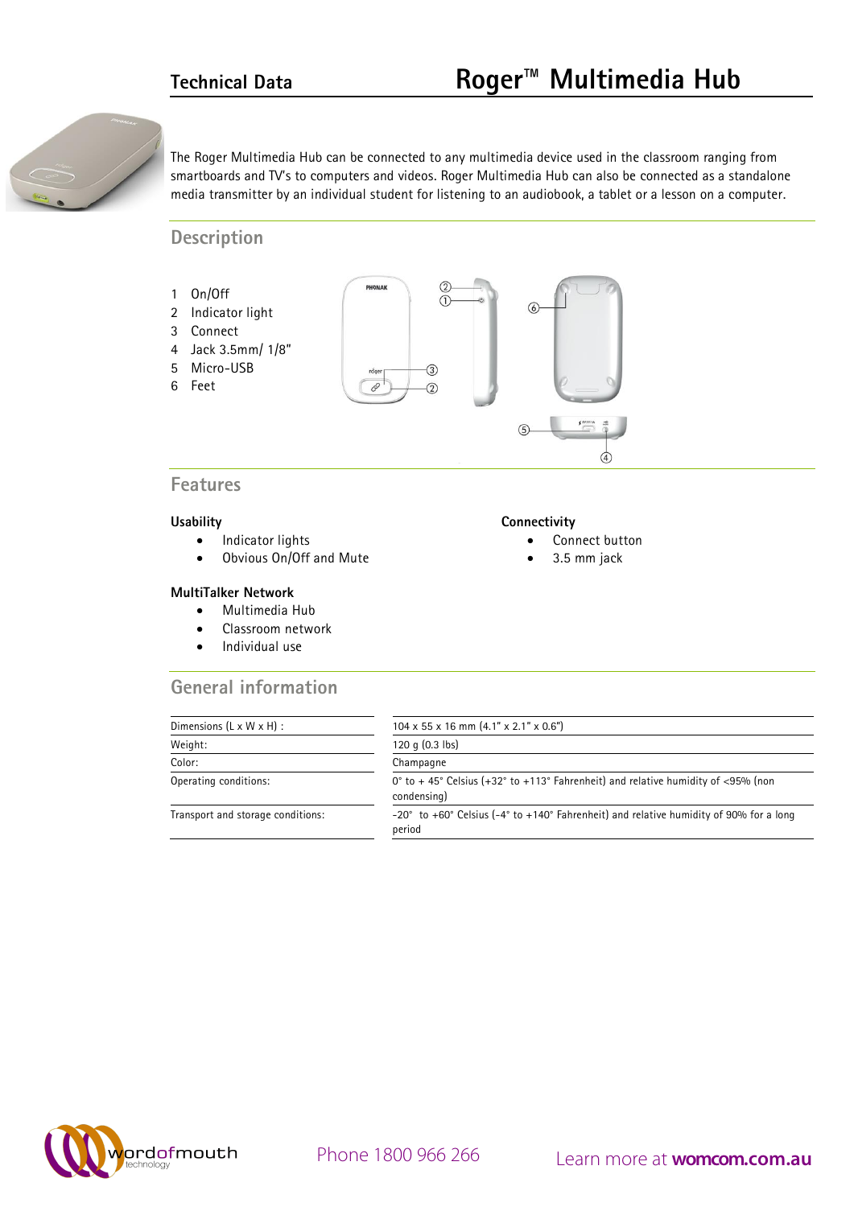# Technical Data — Roger™ Multimedia Hub

The Roger Multimedia Hub can be connected to any multimedia device used in the classroom ranging from smartboards and TV's to computers and videos. Roger Multimedia Hub can also be connected as a standalone media transmitter by an individual student for listening to an audiobook, a tablet or a lesson on a computer.

## Description

1. On/Off
2. Indicator light
3. Connect
4. Jack 3.5mm/ 1/8"
5. Micro-USB
6. Feet

## Features

### Usability

- Indicator lights
- Obvious On/Off and Mute

### MultiTalker Network

- Multimedia Hub
- Classroom network
- Individual use

### Connectivity

- Connect button
- 3.5 mm jack

## General information

| | |
|---|---|
| Dimensions (L x W x H) : | 104 x 55 x 16 mm (4.1" x 2.1" x 0.6") |
| Weight: | 120 g (0.3 lbs) |
| Color: | Champagne |
| Operating conditions: | 0° to + 45° Celsius (+32° to +113° Fahrenheit) and relative humidity of <95% (non condensing) |
| Transport and storage conditions: | -20° to +60° Celsius (-4° to +140° Fahrenheit) and relative humidity of 90% for a long period |

wordofmouth technology

Phone 1800 966 266

Learn more at **womcom.com.au**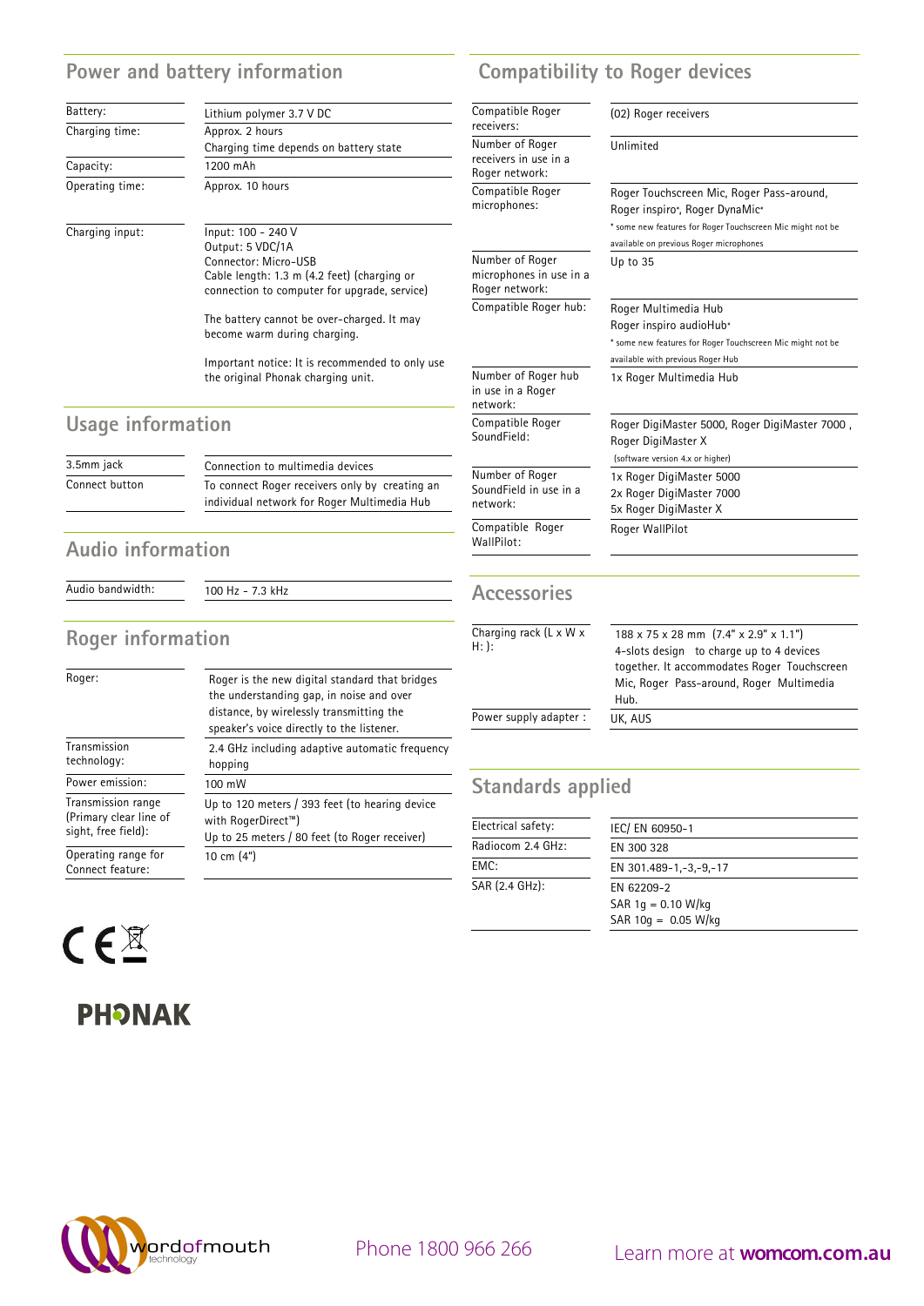## Power and battery information

| | |
|---|---|
| Battery: | Lithium polymer 3.7 V DC |
| Charging time: | Approx. 2 hours<br>Charging time depends on battery state |
| Capacity: | 1200 mAh |
| Operating time: | Approx. 10 hours |
| Charging input: | Input: 100 - 240 V<br>Output: 5 VDC/1A<br>Connector: Micro-USB<br>Cable length: 1.3 m (4.2 feet) (charging or connection to computer for upgrade, service)<br><br>The battery cannot be over-charged. It may become warm during charging.<br><br>Important notice: It is recommended to only use the original Phonak charging unit. |

## Usage information

| | |
|---|---|
| 3.5mm jack | Connection to multimedia devices |
| Connect button | To connect Roger receivers only by creating an individual network for Roger Multimedia Hub |

## Audio information

| | |
|---|---|
| Audio bandwidth: | 100 Hz - 7.3 kHz |

## Roger information

| | |
|---|---|
| Roger: | Roger is the new digital standard that bridges the understanding gap, in noise and over distance, by wirelessly transmitting the speaker's voice directly to the listener. |
| Transmission technology: | 2.4 GHz including adaptive automatic frequency hopping |
| Power emission: | 100 mW |
| Transmission range (Primary clear line of sight, free field): | Up to 120 meters / 393 feet (to hearing device with RogerDirect™)<br>Up to 25 meters / 80 feet (to Roger receiver) |
| Operating range for Connect feature: | 10 cm (4") |

## Compatibility to Roger devices

| | |
|---|---|
| Compatible Roger receivers: | (02) Roger receivers |
| Number of Roger receivers in use in a Roger network: | Unlimited |
| Compatible Roger microphones: | Roger Touchscreen Mic, Roger Pass-around, Roger inspiro*, Roger DynaMic*<br>* some new features for Roger Touchscreen Mic might not be available on previous Roger microphones |
| Number of Roger microphones in use in a Roger network: | Up to 35 |
| Compatible Roger hub: | Roger Multimedia Hub<br>Roger inspiro audioHub*<br>* some new features for Roger Touchscreen Mic might not be available with previous Roger Hub |
| Number of Roger hub in use in a Roger network: | 1x Roger Multimedia Hub |
| Compatible Roger SoundField: | Roger DigiMaster 5000, Roger DigiMaster 7000 , Roger DigiMaster X<br>(software version 4.x or higher) |
| Number of Roger SoundField in use in a Roger network: | 1x Roger DigiMaster 5000<br>2x Roger DigiMaster 7000<br>5x Roger DigiMaster X |
| Compatible Roger WallPilot: | Roger WallPilot |

## Accessories

| | |
|---|---|
| Charging rack (L x W x H: ): | 188 x 75 x 28 mm (7.4" x 2.9" x 1.1")<br>4-slots design to charge up to 4 devices together. It accommodates Roger Touchscreen Mic, Roger Pass-around, Roger Multimedia Hub. |
| Power supply adapter : | UK, AUS |

## Standards applied

| | |
|---|---|
| Electrical safety: | IEC/ EN 60950-1 |
| Radiocom 2.4 GHz: | EN 300 328 |
| EMC: | EN 301.489-1,-3,-9,-17 |
| SAR (2.4 GHz): | EN 62209-2<br>SAR 1g = 0.10 W/kg<br>SAR 10g = 0.05 W/kg |

PHONAK

wordofmouth technology

Phone 1800 966 266

Learn more at **womcom.com.au**